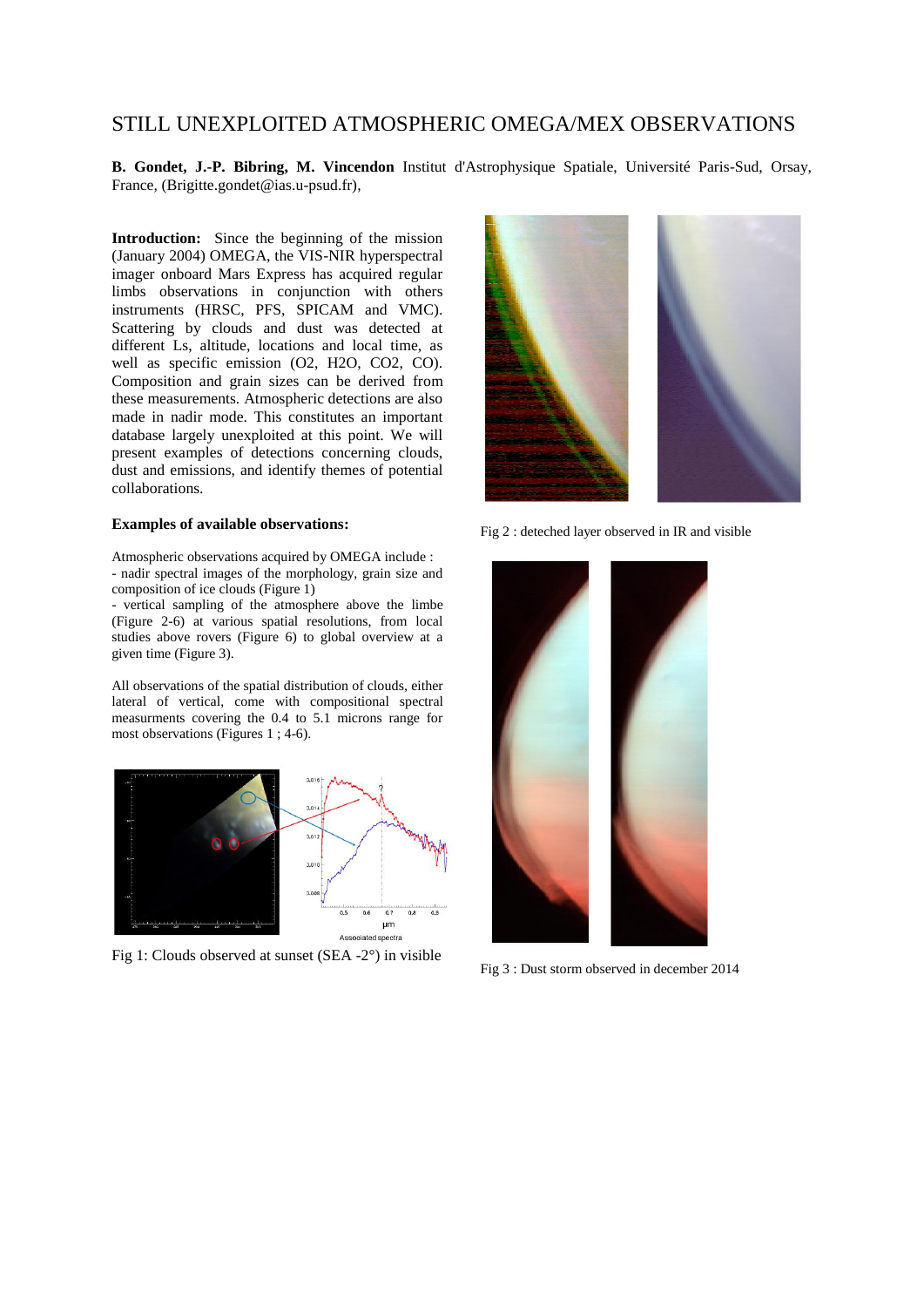# STILL UNEXPLOITED ATMOSPHERIC OMEGA/MEX OBSERVATIONS

**B. Gondet, J.-P. Bibring, M. Vincendon** Institut d'Astrophysique Spatiale, Université Paris-Sud, Orsay, France, (Brigitte.gondet@ias.u-psud.fr),

**Introduction:** Since the beginning of the mission (January 2004) OMEGA, the VIS-NIR hyperspectral imager onboard Mars Express has acquired regular limbs observations in conjunction with others instruments (HRSC, PFS, SPICAM and VMC). Scattering by clouds and dust was detected at different Ls, altitude, locations and local time, as well as specific emission ($O_2$, $H_2O$, $CO_2$, CO). Composition and grain sizes can be derived from these measurements. Atmospheric detections are also made in nadir mode. This constitutes an important database largely unexploited at this point. We will present examples of detections concerning clouds, dust and emissions, and identify themes of potential collaborations.

**Examples of available observations:**

Atmospheric observations acquired by OMEGA include :
- nadir spectral images of the morphology, grain size and composition of ice clouds (Figure 1)
- vertical sampling of the atmosphere above the limbe (Figure 2-6) at various spatial resolutions, from local studies above rovers (Figure 6) to global overview at a given time (Figure 3).

All observations of the spatial distribution of clouds, either lateral of vertical, come with compositional spectral measurments covering the 0.4 to 5.1 microns range for most observations (Figures 1 ; 4-6).

Fig 1: Clouds observed at sunset (SEA -2°) in visible

Fig 2 : deteched layer observed in IR and visible

Fig 3 : Dust storm observed in december 2014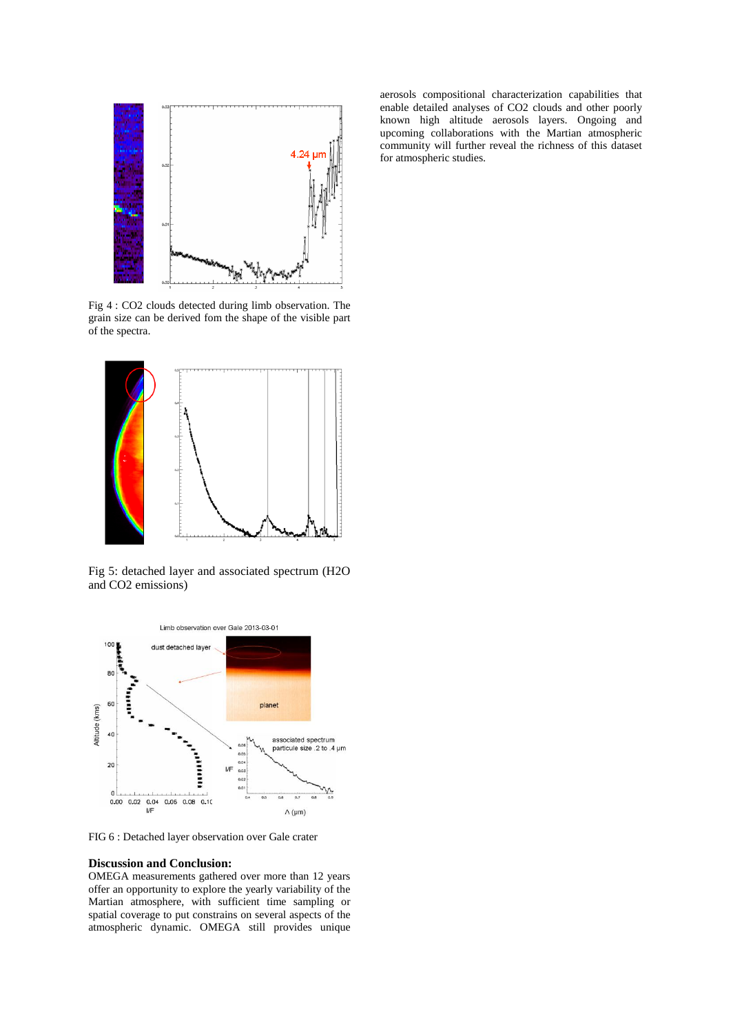4.24 µm

Fig 4 : CO2 clouds detected during limb observation. The grain size can be derived fom the shape of the visible part of the spectra.

Fig 5: detached layer and associated spectrum (H2O and CO2 emissions)

Limb observation over Gale 2013-03-01

dust detached layer

planet

associated spectrum
particule size .2 to .4 µm

Altitude (kms)

I/F

Λ (µm)

FIG 6 : Detached layer observation over Gale crater

## Discussion and Conclusion:

OMEGA measurements gathered over more than 12 years offer an opportunity to explore the yearly variability of the Martian atmosphere, with sufficient time sampling or spatial coverage to put constrains on several aspects of the atmospheric dynamic. OMEGA still provides unique aerosols compositional characterization capabilities that enable detailed analyses of CO2 clouds and other poorly known high altitude aerosols layers. Ongoing and upcoming collaborations with the Martian atmospheric community will further reveal the richness of this dataset for atmospheric studies.